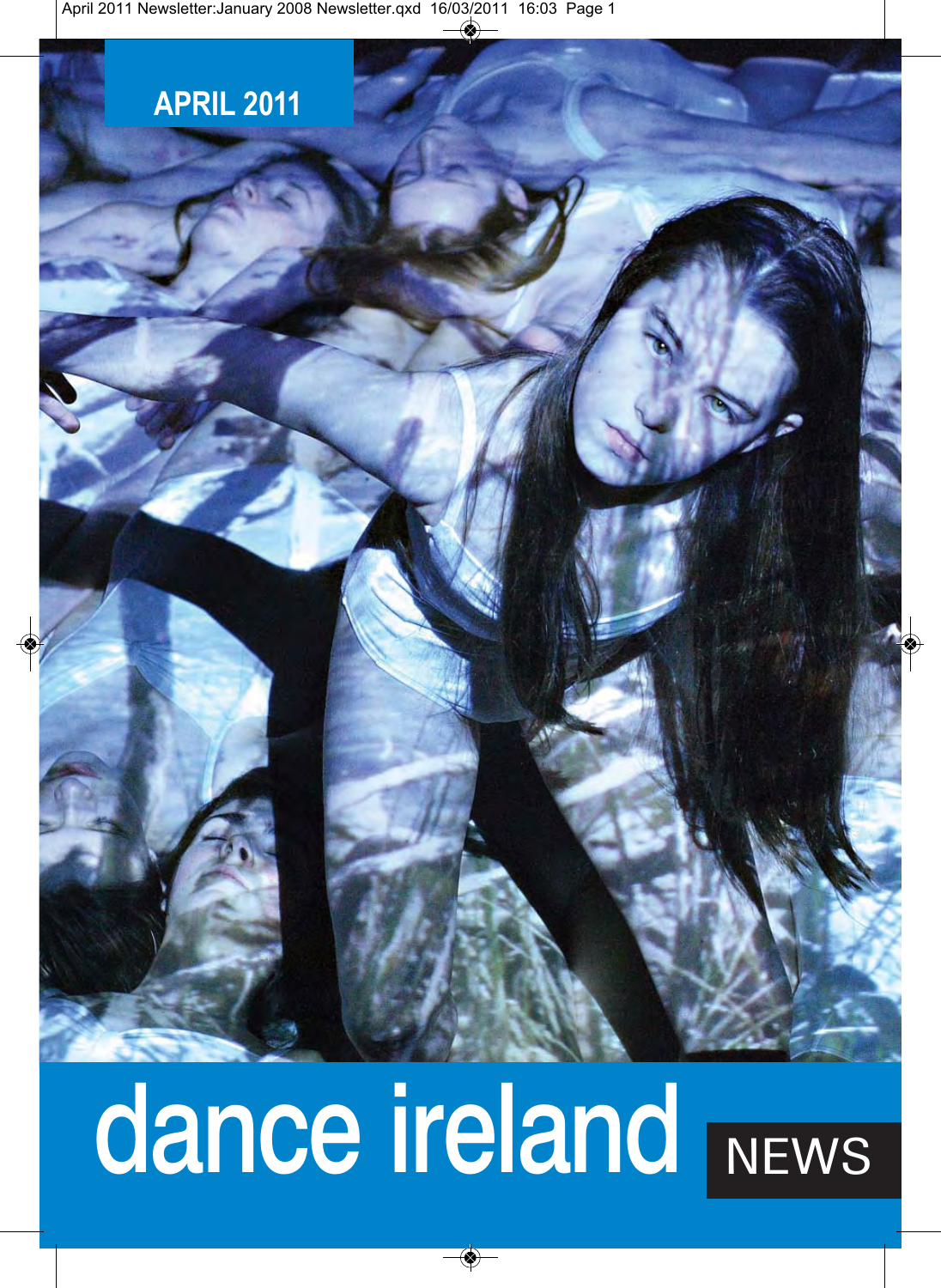APRIL 2011

# dance ireland NEWS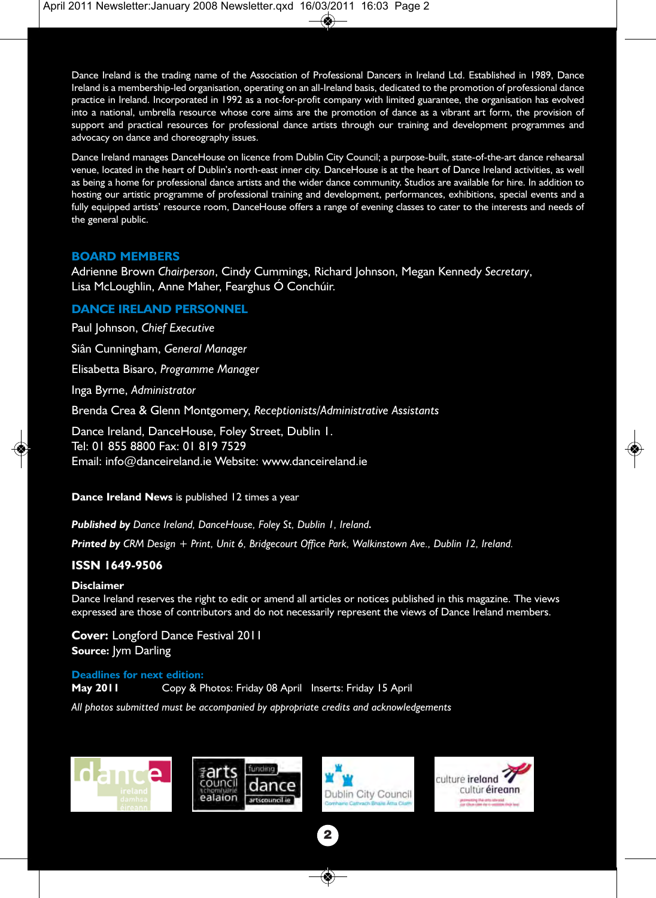Dance Ireland is the trading name of the Association of Professional Dancers in Ireland Ltd. Established in 1989, Dance Ireland is a membership-led organisation, operating on an all-Ireland basis, dedicated to the promotion of professional dance practice in Ireland. Incorporated in 1992 as a not-for-profit company with limited guarantee, the organisation has evolved into a national, umbrella resource whose core aims are the promotion of dance as a vibrant art form, the provision of support and practical resources for professional dance artists through our training and development programmes and advocacy on dance and choreography issues.

Dance Ireland manages DanceHouse on licence from Dublin City Council; a purpose-built, state-of-the-art dance rehearsal venue, located in the heart of Dublin's north-east inner city. DanceHouse is at the heart of Dance Ireland activities, as well as being a home for professional dance artists and the wider dance community. Studios are available for hire. In addition to hosting our artistic programme of professional training and development, performances, exhibitions, special events and a fully equipped artists' resource room, DanceHouse offers a range of evening classes to cater to the interests and needs of the general public.

## BOARD MEMBERS

Adrienne Brown *Chairperson*, Cindy Cummings, Richard Johnson, Megan Kennedy *Secretary*, Lisa McLoughlin, Anne Maher, Fearghus Ó Conchúir.

## DANCE IRELAND PERSONNEL

Paul Johnson, *Chief Executive*

Siân Cunningham, *General Manager*

Elisabetta Bisaro, *Programme Manager*

Inga Byrne, *Administrator*

Brenda Crea & Glenn Montgomery, *Receptionists/Administrative Assistants*

Dance Ireland, DanceHouse, Foley Street, Dublin 1.
Tel: 01 855 8800 Fax: 01 819 7529
Email: info@danceireland.ie Website: www.danceireland.ie

**Dance Ireland News** is published 12 times a year

***Published by*** *Dance Ireland, DanceHouse, Foley St, Dublin 1, Ireland.*

***Printed by*** *CRM Design + Print, Unit 6, Bridgecourt Office Park, Walkinstown Ave., Dublin 12, Ireland.*

**ISSN 1649-9506**

**Disclaimer**
Dance Ireland reserves the right to edit or amend all articles or notices published in this magazine. The views expressed are those of contributors and do not necessarily represent the views of Dance Ireland members.

**Cover:** Longford Dance Festival 2011
**Source:** Jym Darling

**Deadlines for next edition:**
**May 2011** Copy & Photos: Friday 08 April Inserts: Friday 15 April

*All photos submitted must be accompanied by appropriate credits and acknowledgements*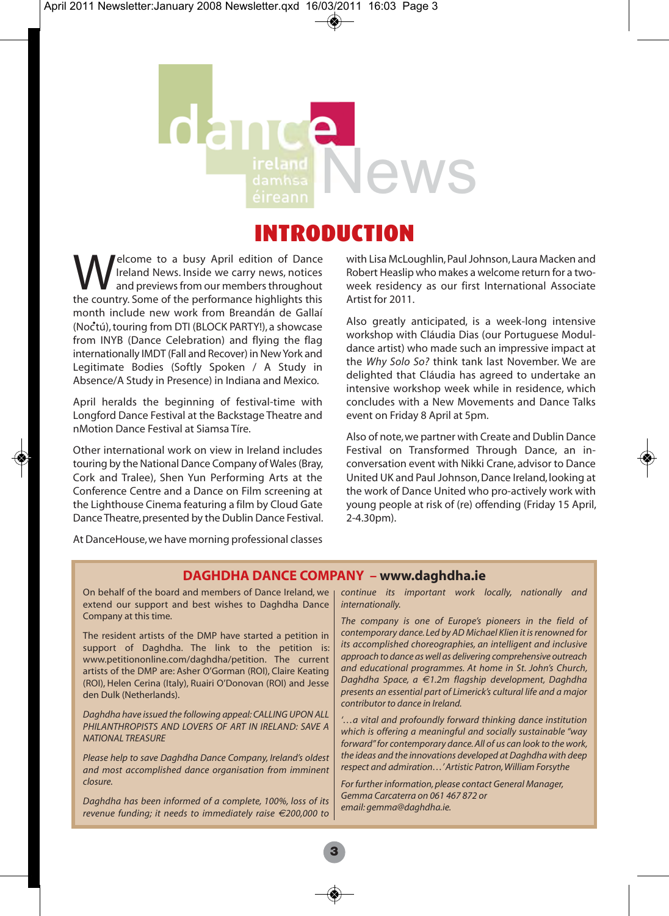# dance ireland damhsa éireann News

## INTRODUCTION

Welcome to a busy April edition of Dance Ireland News. Inside we carry news, notices and previews from our members throughout the country. Some of the performance highlights this month include new work from Breandán de Gallaí (Noċtú), touring from DTI (BLOCK PARTY!), a showcase from INYB (Dance Celebration) and flying the flag internationally IMDT (Fall and Recover) in New York and Legitimate Bodies (Softly Spoken / A Study in Absence/A Study in Presence) in Indiana and Mexico.

April heralds the beginning of festival-time with Longford Dance Festival at the Backstage Theatre and nMotion Dance Festival at Siamsa Tíre.

Other international work on view in Ireland includes touring by the National Dance Company of Wales (Bray, Cork and Tralee), Shen Yun Performing Arts at the Conference Centre and a Dance on Film screening at the Lighthouse Cinema featuring a film by Cloud Gate Dance Theatre, presented by the Dublin Dance Festival.

At DanceHouse, we have morning professional classes with Lisa McLoughlin, Paul Johnson, Laura Macken and Robert Heaslip who makes a welcome return for a two-week residency as our first International Associate Artist for 2011.

Also greatly anticipated, is a week-long intensive workshop with Cláudia Dias (our Portuguese Modul-dance artist) who made such an impressive impact at the *Why Solo So?* think tank last November. We are delighted that Cláudia has agreed to undertake an intensive workshop week while in residence, which concludes with a New Movements and Dance Talks event on Friday 8 April at 5pm.

Also of note, we partner with Create and Dublin Dance Festival on Transformed Through Dance, an in-conversation event with Nikki Crane, advisor to Dance United UK and Paul Johnson, Dance Ireland, looking at the work of Dance United who pro-actively work with young people at risk of (re) offending (Friday 15 April, 2-4.30pm).

## DAGHDHA DANCE COMPANY – www.daghdha.ie

On behalf of the board and members of Dance Ireland, we extend our support and best wishes to Daghdha Dance Company at this time.

The resident artists of the DMP have started a petition in support of Daghdha. The link to the petition is: www.petitiononline.com/daghdha/petition. The current artists of the DMP are: Asher O'Gorman (ROI), Claire Keating (ROI), Helen Cerina (Italy), Ruairi O'Donovan (ROI) and Jesse den Dulk (Netherlands).

*Daghdha have issued the following appeal: CALLING UPON ALL PHILANTHROPISTS AND LOVERS OF ART IN IRELAND: SAVE A NATIONAL TREASURE*

*Please help to save Daghdha Dance Company, Ireland's oldest and most accomplished dance organisation from imminent closure.*

*Daghdha has been informed of a complete, 100%, loss of its revenue funding; it needs to immediately raise €200,000 to continue its important work locally, nationally and internationally.*

*The company is one of Europe's pioneers in the field of contemporary dance. Led by AD Michael Klien it is renowned for its accomplished choreographies, an intelligent and inclusive approach to dance as well as delivering comprehensive outreach and educational programmes. At home in St. John's Church, Daghdha Space, a €1.2m flagship development, Daghdha presents an essential part of Limerick's cultural life and a major contributor to dance in Ireland.*

*'…a vital and profoundly forward thinking dance institution which is offering a meaningful and socially sustainable "way forward" for contemporary dance. All of us can look to the work, the ideas and the innovations developed at Daghdha with deep respect and admiration…' Artistic Patron, William Forsythe*

*For further information, please contact General Manager, Gemma Carcaterra on 061 467 872 or email: gemma@daghdha.ie.*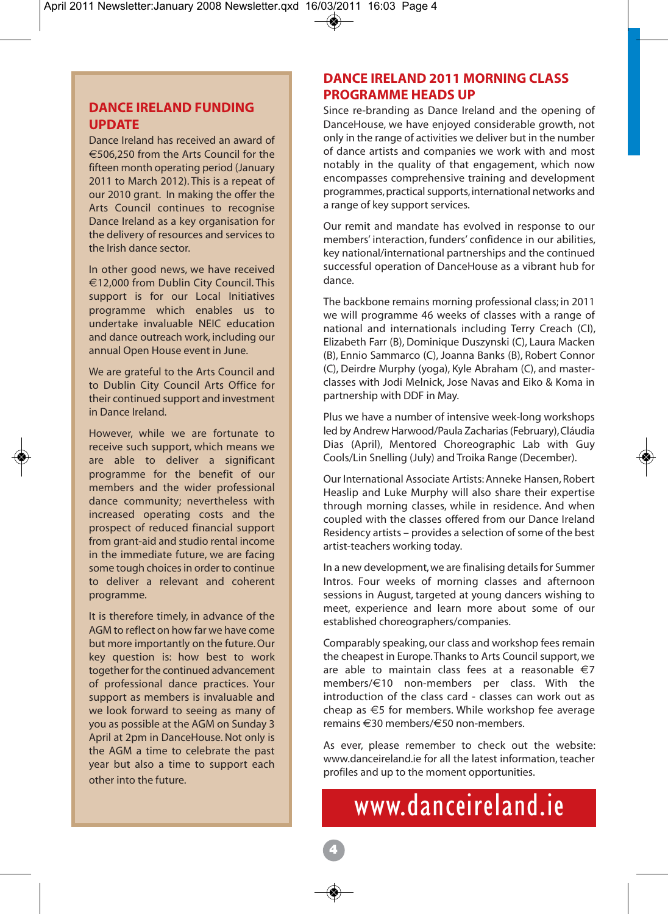## DANCE IRELAND FUNDING UPDATE

Dance Ireland has received an award of €506,250 from the Arts Council for the fifteen month operating period (January 2011 to March 2012). This is a repeat of our 2010 grant. In making the offer the Arts Council continues to recognise Dance Ireland as a key organisation for the delivery of resources and services to the Irish dance sector.

In other good news, we have received €12,000 from Dublin City Council. This support is for our Local Initiatives programme which enables us to undertake invaluable NEIC education and dance outreach work, including our annual Open House event in June.

We are grateful to the Arts Council and to Dublin City Council Arts Office for their continued support and investment in Dance Ireland.

However, while we are fortunate to receive such support, which means we are able to deliver a significant programme for the benefit of our members and the wider professional dance community; nevertheless with increased operating costs and the prospect of reduced financial support from grant-aid and studio rental income in the immediate future, we are facing some tough choices in order to continue to deliver a relevant and coherent programme.

It is therefore timely, in advance of the AGM to reflect on how far we have come but more importantly on the future. Our key question is: how best to work together for the continued advancement of professional dance practices. Your support as members is invaluable and we look forward to seeing as many of you as possible at the AGM on Sunday 3 April at 2pm in DanceHouse. Not only is the AGM a time to celebrate the past year but also a time to support each other into the future.

## DANCE IRELAND 2011 MORNING CLASS PROGRAMME HEADS UP

Since re-branding as Dance Ireland and the opening of DanceHouse, we have enjoyed considerable growth, not only in the range of activities we deliver but in the number of dance artists and companies we work with and most notably in the quality of that engagement, which now encompasses comprehensive training and development programmes, practical supports, international networks and a range of key support services.

Our remit and mandate has evolved in response to our members' interaction, funders' confidence in our abilities, key national/international partnerships and the continued successful operation of DanceHouse as a vibrant hub for dance.

The backbone remains morning professional class; in 2011 we will programme 46 weeks of classes with a range of national and internationals including Terry Creach (CI), Elizabeth Farr (B), Dominique Duszynski (C), Laura Macken (B), Ennio Sammarco (C), Joanna Banks (B), Robert Connor (C), Deirdre Murphy (yoga), Kyle Abraham (C), and master-classes with Jodi Melnick, Jose Navas and Eiko & Koma in partnership with DDF in May.

Plus we have a number of intensive week-long workshops led by Andrew Harwood/Paula Zacharias (February), Cláudia Dias (April), Mentored Choreographic Lab with Guy Cools/Lin Snelling (July) and Troika Range (December).

Our International Associate Artists: Anneke Hansen, Robert Heaslip and Luke Murphy will also share their expertise through morning classes, while in residence. And when coupled with the classes offered from our Dance Ireland Residency artists – provides a selection of some of the best artist-teachers working today.

In a new development, we are finalising details for Summer Intros. Four weeks of morning classes and afternoon sessions in August, targeted at young dancers wishing to meet, experience and learn more about some of our established choreographers/companies.

Comparably speaking, our class and workshop fees remain the cheapest in Europe. Thanks to Arts Council support, we are able to maintain class fees at a reasonable €7 members/€10 non-members per class. With the introduction of the class card - classes can work out as cheap as €5 for members. While workshop fee average remains €30 members/€50 non-members.

As ever, please remember to check out the website: www.danceireland.ie for all the latest information, teacher profiles and up to the moment opportunities.

**www.danceireland.ie**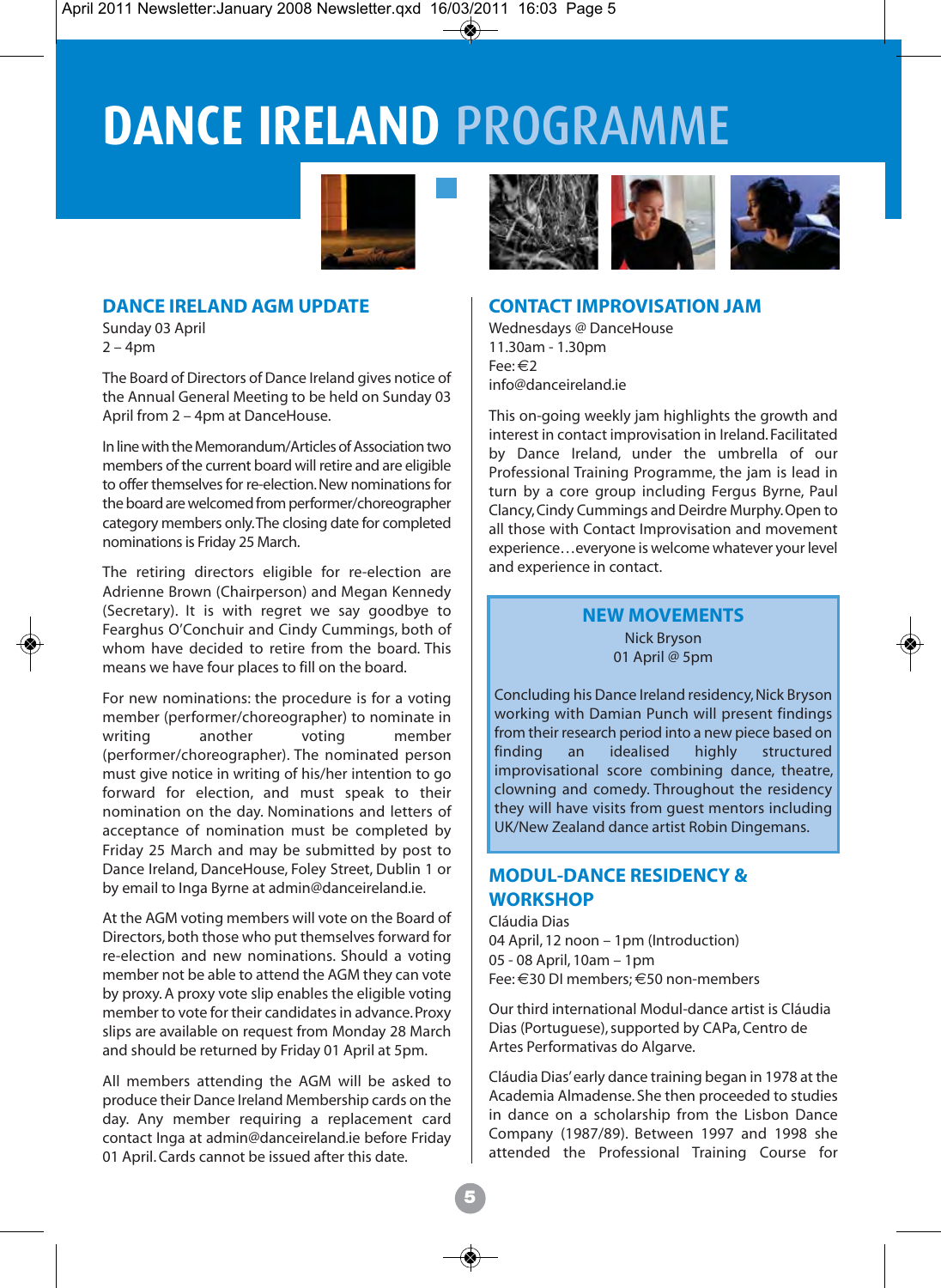# DANCE IRELAND PROGRAMME

## DANCE IRELAND AGM UPDATE

Sunday 03 April
2 – 4pm

The Board of Directors of Dance Ireland gives notice of the Annual General Meeting to be held on Sunday 03 April from 2 – 4pm at DanceHouse.

In line with the Memorandum/Articles of Association two members of the current board will retire and are eligible to offer themselves for re-election. New nominations for the board are welcomed from performer/choreographer category members only. The closing date for completed nominations is Friday 25 March.

The retiring directors eligible for re-election are Adrienne Brown (Chairperson) and Megan Kennedy (Secretary). It is with regret we say goodbye to Fearghus O'Conchuir and Cindy Cummings, both of whom have decided to retire from the board. This means we have four places to fill on the board.

For new nominations: the procedure is for a voting member (performer/choreographer) to nominate in writing another voting member (performer/choreographer). The nominated person must give notice in writing of his/her intention to go forward for election, and must speak to their nomination on the day. Nominations and letters of acceptance of nomination must be completed by Friday 25 March and may be submitted by post to Dance Ireland, DanceHouse, Foley Street, Dublin 1 or by email to Inga Byrne at admin@danceireland.ie.

At the AGM voting members will vote on the Board of Directors, both those who put themselves forward for re-election and new nominations. Should a voting member not be able to attend the AGM they can vote by proxy. A proxy vote slip enables the eligible voting member to vote for their candidates in advance. Proxy slips are available on request from Monday 28 March and should be returned by Friday 01 April at 5pm.

All members attending the AGM will be asked to produce their Dance Ireland Membership cards on the day. Any member requiring a replacement card contact Inga at admin@danceireland.ie before Friday 01 April. Cards cannot be issued after this date.

## CONTACT IMPROVISATION JAM

Wednesdays @ DanceHouse
11.30am - 1.30pm
Fee: €2
info@danceireland.ie

This on-going weekly jam highlights the growth and interest in contact improvisation in Ireland. Facilitated by Dance Ireland, under the umbrella of our Professional Training Programme, the jam is lead in turn by a core group including Fergus Byrne, Paul Clancy, Cindy Cummings and Deirdre Murphy. Open to all those with Contact Improvisation and movement experience…everyone is welcome whatever your level and experience in contact.

## NEW MOVEMENTS

Nick Bryson
01 April @ 5pm

Concluding his Dance Ireland residency, Nick Bryson working with Damian Punch will present findings from their research period into a new piece based on finding an idealised highly structured improvisational score combining dance, theatre, clowning and comedy. Throughout the residency they will have visits from guest mentors including UK/New Zealand dance artist Robin Dingemans.

## MODUL-DANCE RESIDENCY & WORKSHOP

Cláudia Dias
04 April, 12 noon – 1pm (Introduction)
05 - 08 April, 10am – 1pm
Fee: €30 DI members; €50 non-members

Our third international Modul-dance artist is Cláudia Dias (Portuguese), supported by CAPa, Centro de Artes Performativas do Algarve.

Cláudia Dias' early dance training began in 1978 at the Academia Almadense. She then proceeded to studies in dance on a scholarship from the Lisbon Dance Company (1987/89). Between 1997 and 1998 she attended the Professional Training Course for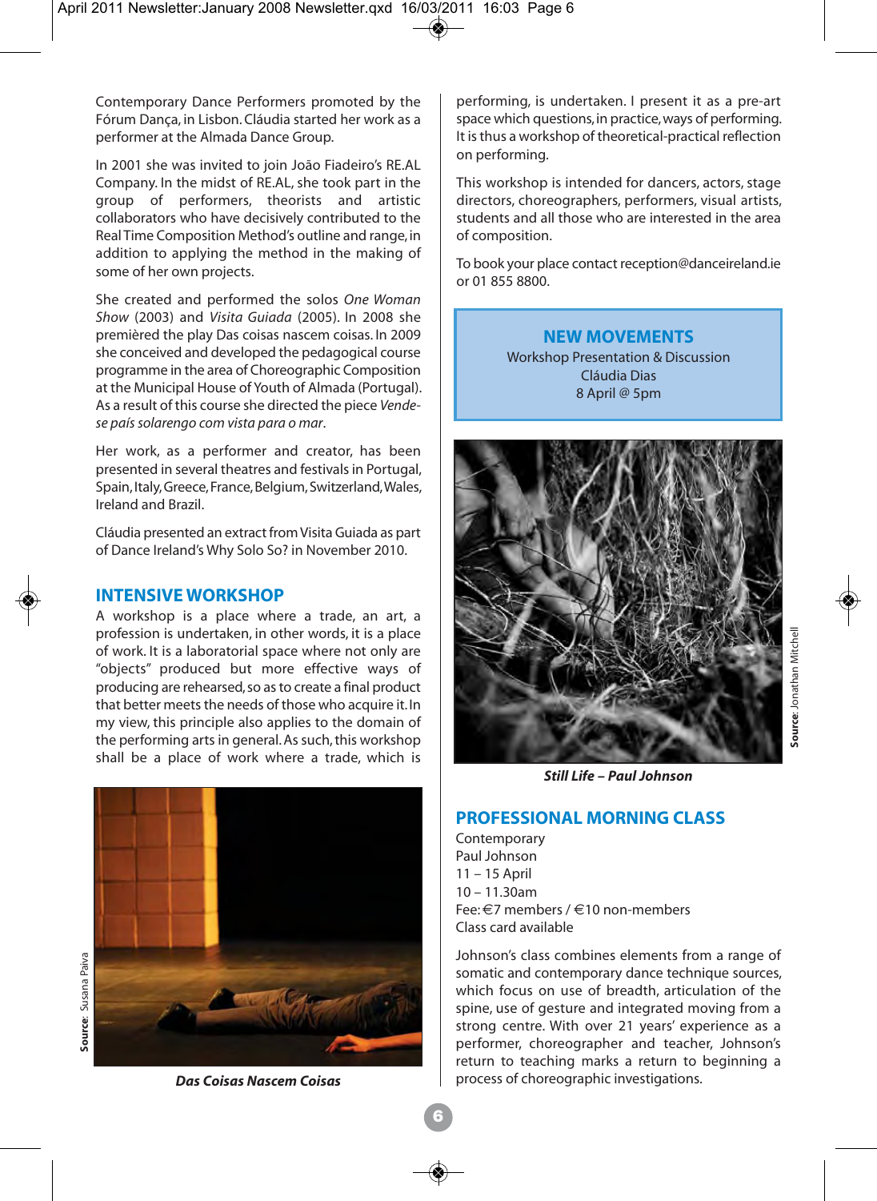Contemporary Dance Performers promoted by the Fórum Dança, in Lisbon. Cláudia started her work as a performer at the Almada Dance Group.

In 2001 she was invited to join João Fiadeiro's RE.AL Company. In the midst of RE.AL, she took part in the group of performers, theorists and artistic collaborators who have decisively contributed to the Real Time Composition Method's outline and range, in addition to applying the method in the making of some of her own projects.

She created and performed the solos *One Woman Show* (2003) and *Visita Guiada* (2005). In 2008 she premièred the play Das coisas nascem coisas. In 2009 she conceived and developed the pedagogical course programme in the area of Choreographic Composition at the Municipal House of Youth of Almada (Portugal). As a result of this course she directed the piece *Vende-se país solarengo com vista para o mar*.

Her work, as a performer and creator, has been presented in several theatres and festivals in Portugal, Spain, Italy, Greece, France, Belgium, Switzerland, Wales, Ireland and Brazil.

Cláudia presented an extract from Visita Guiada as part of Dance Ireland's Why Solo So? in November 2010.

## INTENSIVE WORKSHOP

A workshop is a place where a trade, an art, a profession is undertaken, in other words, it is a place of work. It is a laboratorial space where not only are "objects" produced but more effective ways of producing are rehearsed, so as to create a final product that better meets the needs of those who acquire it. In my view, this principle also applies to the domain of the performing arts in general. As such, this workshop shall be a place of work where a trade, which is performing, is undertaken. I present it as a pre-art space which questions, in practice, ways of performing. It is thus a workshop of theoretical-practical reflection on performing.

Source: Susana Paiva

***Das Coisas Nascem Coisas***

This workshop is intended for dancers, actors, stage directors, choreographers, performers, visual artists, students and all those who are interested in the area of composition.

To book your place contact reception@danceireland.ie or 01 855 8800.

**NEW MOVEMENTS**
Workshop Presentation & Discussion
Cláudia Dias
8 April @ 5pm

**Source**: Jonathan Mitchell

***Still Life – Paul Johnson***

## PROFESSIONAL MORNING CLASS

Contemporary
Paul Johnson
11 – 15 April
10 – 11.30am
Fee: €7 members / €10 non-members
Class card available

Johnson's class combines elements from a range of somatic and contemporary dance technique sources, which focus on use of breadth, articulation of the spine, use of gesture and integrated moving from a strong centre. With over 21 years' experience as a performer, choreographer and teacher, Johnson's return to teaching marks a return to beginning a process of choreographic investigations.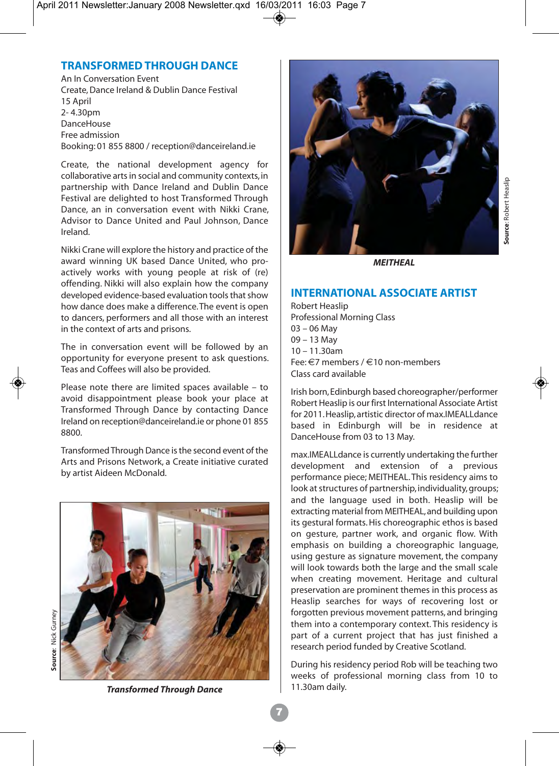## TRANSFORMED THROUGH DANCE

An In Conversation Event
Create, Dance Ireland & Dublin Dance Festival
15 April
2- 4.30pm
DanceHouse
Free admission
Booking: 01 855 8800 / reception@danceireland.ie

Create, the national development agency for collaborative arts in social and community contexts, in partnership with Dance Ireland and Dublin Dance Festival are delighted to host Transformed Through Dance, an in conversation event with Nikki Crane, Advisor to Dance United and Paul Johnson, Dance Ireland.

Nikki Crane will explore the history and practice of the award winning UK based Dance United, who pro-actively works with young people at risk of (re) offending. Nikki will also explain how the company developed evidence-based evaluation tools that show how dance does make a difference. The event is open to dancers, performers and all those with an interest in the context of arts and prisons.

The in conversation event will be followed by an opportunity for everyone present to ask questions. Teas and Coffees will also be provided.

Please note there are limited spaces available – to avoid disappointment please book your place at Transformed Through Dance by contacting Dance Ireland on reception@danceireland.ie or phone 01 855 8800.

Transformed Through Dance is the second event of the Arts and Prisons Network, a Create initiative curated by artist Aideen McDonald.

**Source**: Nick Gurney

***Transformed Through Dance***

**Source**: Robert Heaslip

***MEITHEAL***

## INTERNATIONAL ASSOCIATE ARTIST

Robert Heaslip
Professional Morning Class
03 – 06 May
09 – 13 May
10 – 11.30am
Fee: €7 members / €10 non-members
Class card available

Irish born, Edinburgh based choreographer/performer Robert Heaslip is our first International Associate Artist for 2011. Heaslip, artistic director of max.IMEALLdance based in Edinburgh will be in residence at DanceHouse from 03 to 13 May.

max.IMEALLdance is currently undertaking the further development and extension of a previous performance piece; MEITHEAL. This residency aims to look at structures of partnership, individuality, groups; and the language used in both. Heaslip will be extracting material from MEITHEAL, and building upon its gestural formats. His choreographic ethos is based on gesture, partner work, and organic flow. With emphasis on building a choreographic language, using gesture as signature movement, the company will look towards both the large and the small scale when creating movement. Heritage and cultural preservation are prominent themes in this process as Heaslip searches for ways of recovering lost or forgotten previous movement patterns, and bringing them into a contemporary context. This residency is part of a current project that has just finished a research period funded by Creative Scotland.

During his residency period Rob will be teaching two weeks of professional morning class from 10 to 11.30am daily.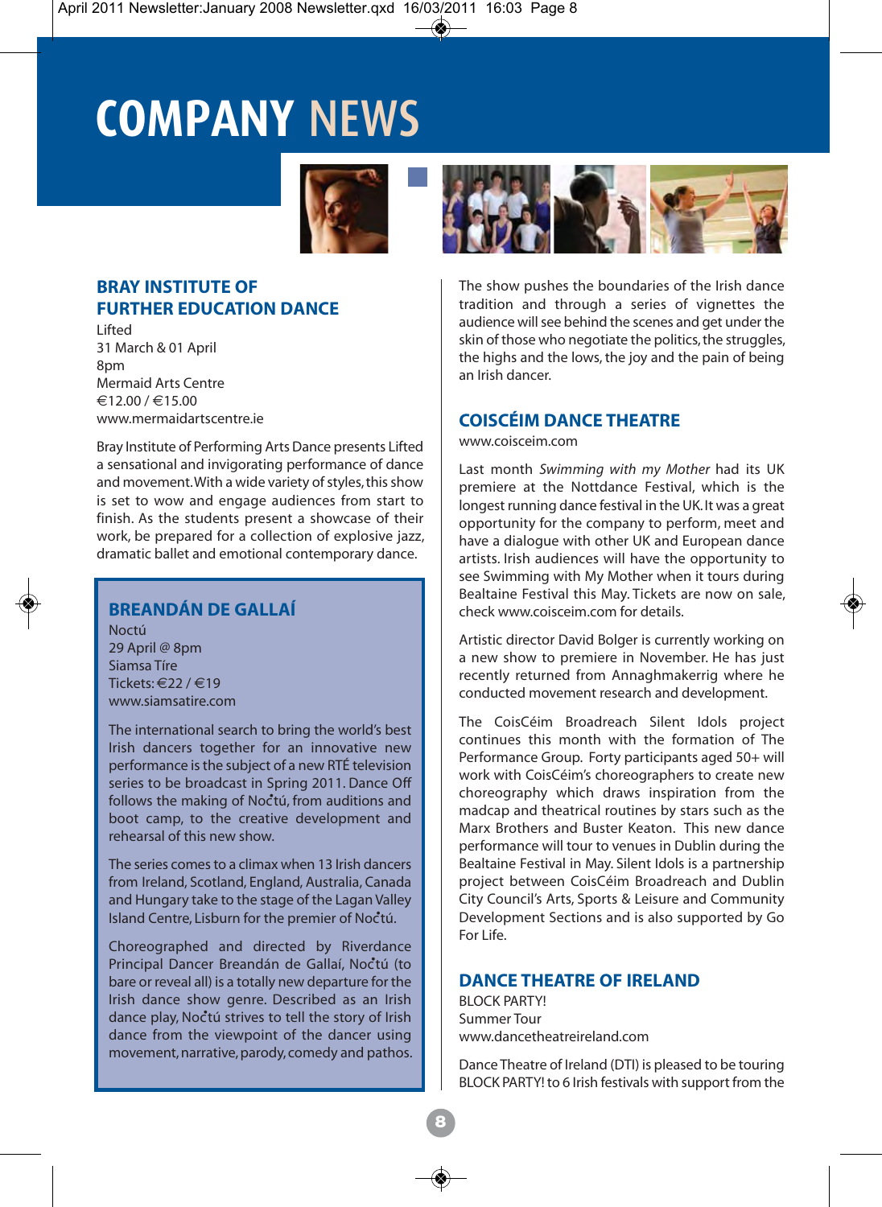# COMPANY NEWS

## BRAY INSTITUTE OF FURTHER EDUCATION DANCE

Lifted
31 March & 01 April
8pm
Mermaid Arts Centre
€12.00 / €15.00
www.mermaidartscentre.ie

Bray Institute of Performing Arts Dance presents Lifted a sensational and invigorating performance of dance and movement. With a wide variety of styles, this show is set to wow and engage audiences from start to finish. As the students present a showcase of their work, be prepared for a collection of explosive jazz, dramatic ballet and emotional contemporary dance.

## BREANDÁN DE GALLAÍ

Noctú
29 April @ 8pm
Siamsa Tíre
Tickets: €22 / €19
www.siamsatire.com

The international search to bring the world's best Irish dancers together for an innovative new performance is the subject of a new RTÉ television series to be broadcast in Spring 2011. Dance Off follows the making of Noċtú, from auditions and boot camp, to the creative development and rehearsal of this new show.

The series comes to a climax when 13 Irish dancers from Ireland, Scotland, England, Australia, Canada and Hungary take to the stage of the Lagan Valley Island Centre, Lisburn for the premier of Noċtú.

Choreographed and directed by Riverdance Principal Dancer Breandán de Gallaí, Noċtú (to bare or reveal all) is a totally new departure for the Irish dance show genre. Described as an Irish dance play, Noċtú strives to tell the story of Irish dance from the viewpoint of the dancer using movement, narrative, parody, comedy and pathos.

The show pushes the boundaries of the Irish dance tradition and through a series of vignettes the audience will see behind the scenes and get under the skin of those who negotiate the politics, the struggles, the highs and the lows, the joy and the pain of being an Irish dancer.

## COISCÉIM DANCE THEATRE

www.coisceim.com

Last month *Swimming with my Mother* had its UK premiere at the Nottdance Festival, which is the longest running dance festival in the UK. It was a great opportunity for the company to perform, meet and have a dialogue with other UK and European dance artists. Irish audiences will have the opportunity to see Swimming with My Mother when it tours during Bealtaine Festival this May. Tickets are now on sale, check www.coisceim.com for details.

Artistic director David Bolger is currently working on a new show to premiere in November. He has just recently returned from Annaghmakerrig where he conducted movement research and development.

The CoisCéim Broadreach Silent Idols project continues this month with the formation of The Performance Group. Forty participants aged 50+ will work with CoisCéim's choreographers to create new choreography which draws inspiration from the madcap and theatrical routines by stars such as the Marx Brothers and Buster Keaton. This new dance performance will tour to venues in Dublin during the Bealtaine Festival in May. Silent Idols is a partnership project between CoisCéim Broadreach and Dublin City Council's Arts, Sports & Leisure and Community Development Sections and is also supported by Go For Life.

## DANCE THEATRE OF IRELAND

BLOCK PARTY!
Summer Tour
www.dancetheatreireland.com

Dance Theatre of Ireland (DTI) is pleased to be touring BLOCK PARTY! to 6 Irish festivals with support from the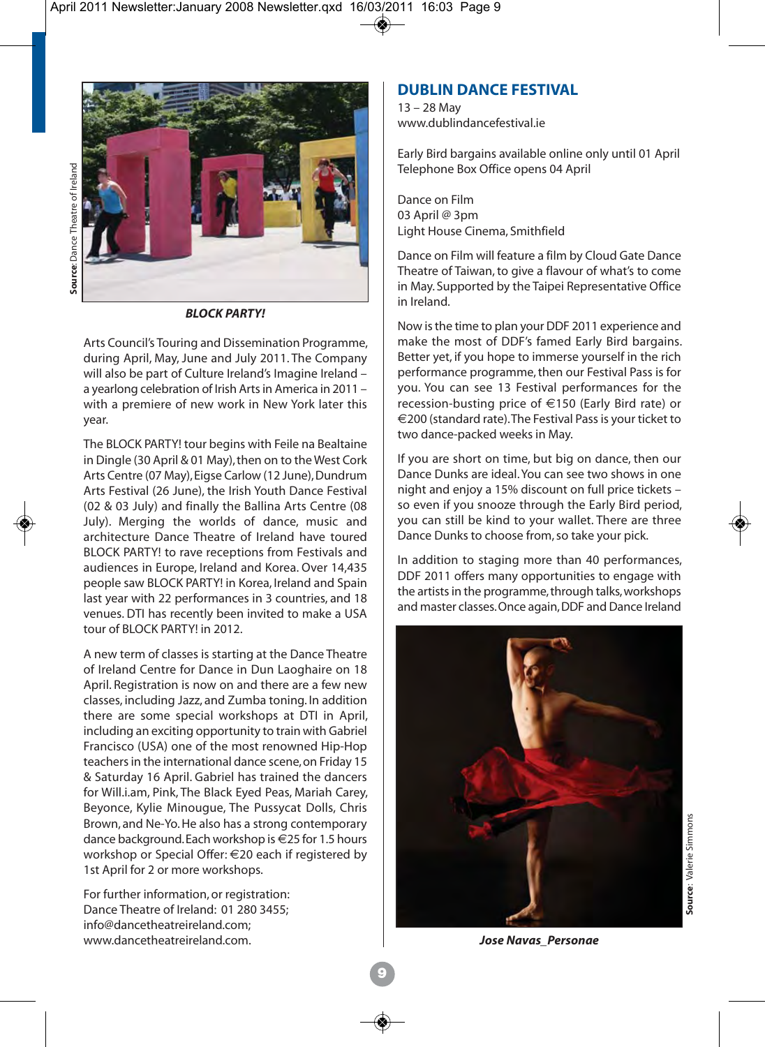Source: Dance Theatre of Ireland

***BLOCK PARTY!***

Arts Council's Touring and Dissemination Programme, during April, May, June and July 2011. The Company will also be part of Culture Ireland's Imagine Ireland – a yearlong celebration of Irish Arts in America in 2011 – with a premiere of new work in New York later this year.

The BLOCK PARTY! tour begins with Feile na Bealtaine in Dingle (30 April & 01 May), then on to the West Cork Arts Centre (07 May), Eigse Carlow (12 June), Dundrum Arts Festival (26 June), the Irish Youth Dance Festival (02 & 03 July) and finally the Ballina Arts Centre (08 July). Merging the worlds of dance, music and architecture Dance Theatre of Ireland have toured BLOCK PARTY! to rave receptions from Festivals and audiences in Europe, Ireland and Korea. Over 14,435 people saw BLOCK PARTY! in Korea, Ireland and Spain last year with 22 performances in 3 countries, and 18 venues. DTI has recently been invited to make a USA tour of BLOCK PARTY! in 2012.

A new term of classes is starting at the Dance Theatre of Ireland Centre for Dance in Dun Laoghaire on 18 April. Registration is now on and there are a few new classes, including Jazz, and Zumba toning. In addition there are some special workshops at DTI in April, including an exciting opportunity to train with Gabriel Francisco (USA) one of the most renowned Hip-Hop teachers in the international dance scene, on Friday 15 & Saturday 16 April. Gabriel has trained the dancers for Will.i.am, Pink, The Black Eyed Peas, Mariah Carey, Beyonce, Kylie Minougue, The Pussycat Dolls, Chris Brown, and Ne-Yo. He also has a strong contemporary dance background. Each workshop is €25 for 1.5 hours workshop or Special Offer: €20 each if registered by 1st April for 2 or more workshops.

For further information, or registration:
Dance Theatre of Ireland: 01 280 3455;
info@dancetheatreireland.com;
www.dancetheatreireland.com.

## DUBLIN DANCE FESTIVAL

13 – 28 May
www.dublindancefestival.ie

Early Bird bargains available online only until 01 April
Telephone Box Office opens 04 April

Dance on Film
03 April @ 3pm
Light House Cinema, Smithfield

Dance on Film will feature a film by Cloud Gate Dance Theatre of Taiwan, to give a flavour of what's to come in May. Supported by the Taipei Representative Office in Ireland.

Now is the time to plan your DDF 2011 experience and make the most of DDF's famed Early Bird bargains. Better yet, if you hope to immerse yourself in the rich performance programme, then our Festival Pass is for you. You can see 13 Festival performances for the recession-busting price of €150 (Early Bird rate) or €200 (standard rate). The Festival Pass is your ticket to two dance-packed weeks in May.

If you are short on time, but big on dance, then our Dance Dunks are ideal. You can see two shows in one night and enjoy a 15% discount on full price tickets – so even if you snooze through the Early Bird period, you can still be kind to your wallet. There are three Dance Dunks to choose from, so take your pick.

In addition to staging more than 40 performances, DDF 2011 offers many opportunities to engage with the artists in the programme, through talks, workshops and master classes. Once again, DDF and Dance Ireland

Source: Valerie Simmons

***Jose Navas_Personae***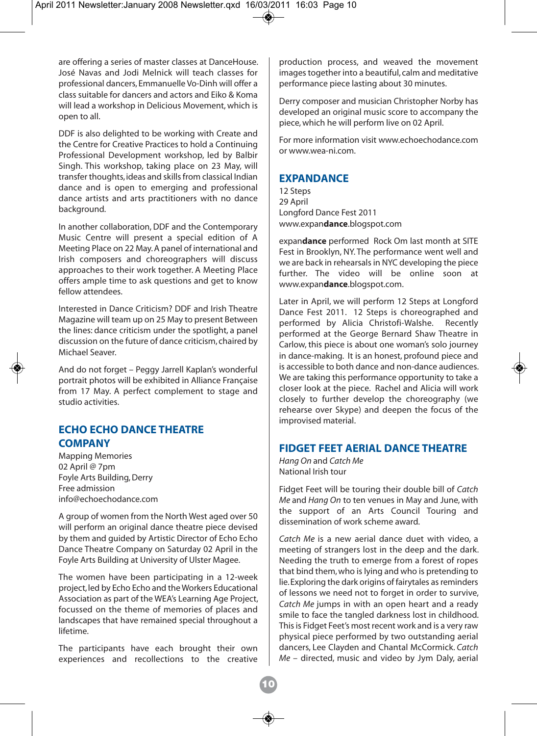are offering a series of master classes at DanceHouse. José Navas and Jodi Melnick will teach classes for professional dancers, Emmanuelle Vo-Dinh will offer a class suitable for dancers and actors and Eiko & Koma will lead a workshop in Delicious Movement, which is open to all.

DDF is also delighted to be working with Create and the Centre for Creative Practices to hold a Continuing Professional Development workshop, led by Balbir Singh. This workshop, taking place on 23 May, will transfer thoughts, ideas and skills from classical Indian dance and is open to emerging and professional dance artists and arts practitioners with no dance background.

In another collaboration, DDF and the Contemporary Music Centre will present a special edition of A Meeting Place on 22 May. A panel of international and Irish composers and choreographers will discuss approaches to their work together. A Meeting Place offers ample time to ask questions and get to know fellow attendees.

Interested in Dance Criticism? DDF and Irish Theatre Magazine will team up on 25 May to present Between the lines: dance criticism under the spotlight, a panel discussion on the future of dance criticism, chaired by Michael Seaver.

And do not forget – Peggy Jarrell Kaplan's wonderful portrait photos will be exhibited in Alliance Française from 17 May. A perfect complement to stage and studio activities.

## ECHO ECHO DANCE THEATRE COMPANY

Mapping Memories
02 April @ 7pm
Foyle Arts Building, Derry
Free admission
info@echoechodance.com

A group of women from the North West aged over 50 will perform an original dance theatre piece devised by them and guided by Artistic Director of Echo Echo Dance Theatre Company on Saturday 02 April in the Foyle Arts Building at University of Ulster Magee.

The women have been participating in a 12-week project, led by Echo Echo and the Workers Educational Association as part of the WEA's Learning Age Project, focussed on the theme of memories of places and landscapes that have remained special throughout a lifetime.

The participants have each brought their own experiences and recollections to the creative production process, and weaved the movement images together into a beautiful, calm and meditative performance piece lasting about 30 minutes.

Derry composer and musician Christopher Norby has developed an original music score to accompany the piece, which he will perform live on 02 April.

For more information visit www.echoechodance.com or www.wea-ni.com.

## EXPANDANCE

12 Steps
29 April
Longford Dance Fest 2011
www.expan**dance**.blogspot.com

expan**dance** performed Rock Om last month at SITE Fest in Brooklyn, NY. The performance went well and we are back in rehearsals in NYC developing the piece further. The video will be online soon at www.expan**dance**.blogspot.com.

Later in April, we will perform 12 Steps at Longford Dance Fest 2011. 12 Steps is choreographed and performed by Alicia Christofi-Walshe. Recently performed at the George Bernard Shaw Theatre in Carlow, this piece is about one woman's solo journey in dance-making. It is an honest, profound piece and is accessible to both dance and non-dance audiences. We are taking this performance opportunity to take a closer look at the piece. Rachel and Alicia will work closely to further develop the choreography (we rehearse over Skype) and deepen the focus of the improvised material.

## FIDGET FEET AERIAL DANCE THEATRE

*Hang On* and *Catch Me*
National Irish tour

Fidget Feet will be touring their double bill of *Catch Me* and *Hang On* to ten venues in May and June, with the support of an Arts Council Touring and dissemination of work scheme award.

*Catch Me* is a new aerial dance duet with video, a meeting of strangers lost in the deep and the dark. Needing the truth to emerge from a forest of ropes that bind them, who is lying and who is pretending to lie. Exploring the dark origins of fairytales as reminders of lessons we need not to forget in order to survive, *Catch Me* jumps in with an open heart and a ready smile to face the tangled darkness lost in childhood. This is Fidget Feet's most recent work and is a very raw physical piece performed by two outstanding aerial dancers, Lee Clayden and Chantal McCormick. *Catch Me* – directed, music and video by Jym Daly, aerial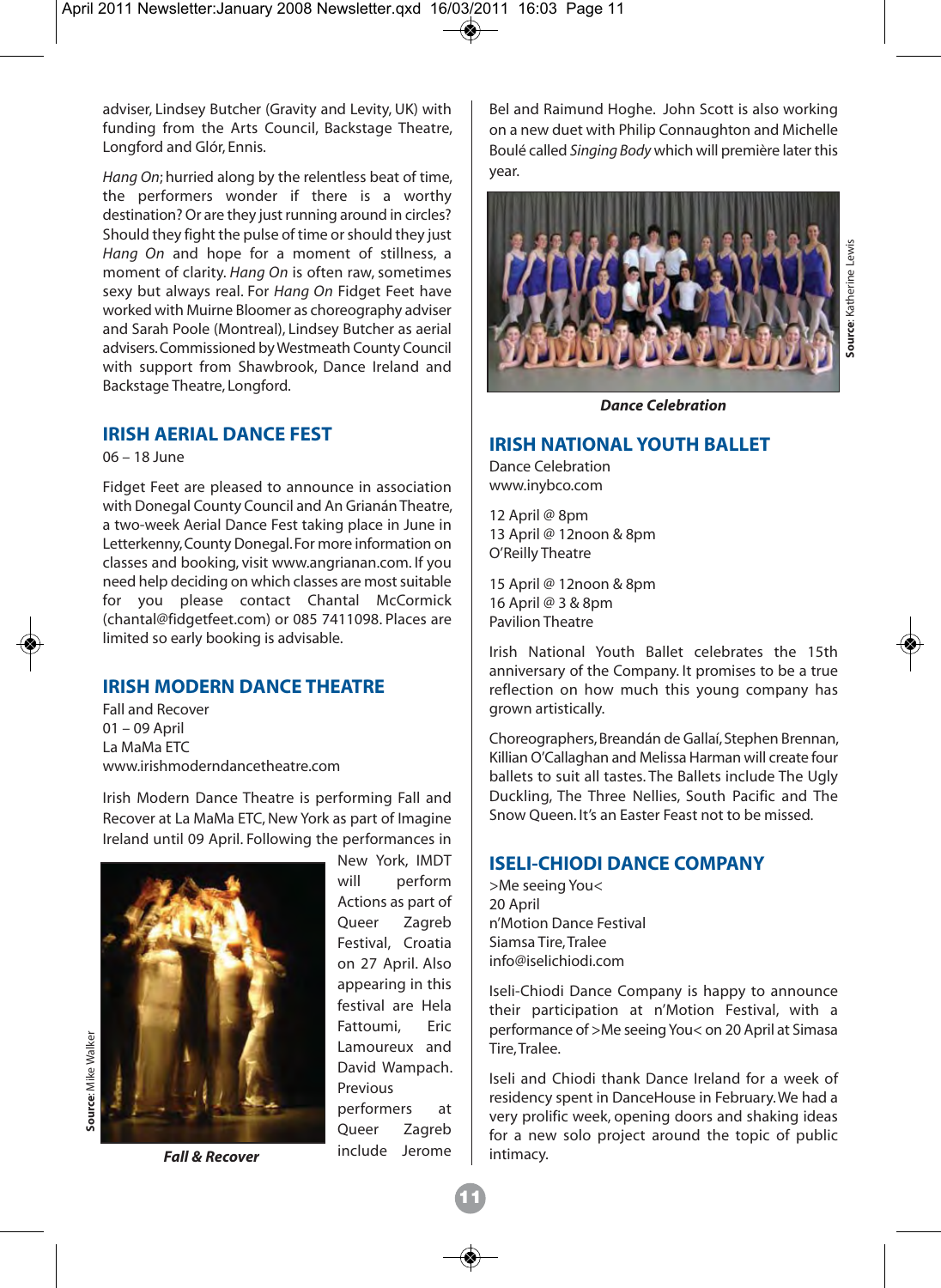adviser, Lindsey Butcher (Gravity and Levity, UK) with funding from the Arts Council, Backstage Theatre, Longford and Glór, Ennis.

*Hang On*; hurried along by the relentless beat of time, the performers wonder if there is a worthy destination? Or are they just running around in circles? Should they fight the pulse of time or should they just *Hang On* and hope for a moment of stillness, a moment of clarity. *Hang On* is often raw, sometimes sexy but always real. For *Hang On* Fidget Feet have worked with Muirne Bloomer as choreography adviser and Sarah Poole (Montreal), Lindsey Butcher as aerial advisers. Commissioned by Westmeath County Council with support from Shawbrook, Dance Ireland and Backstage Theatre, Longford.

## IRISH AERIAL DANCE FEST

06 – 18 June

Fidget Feet are pleased to announce in association with Donegal County Council and An Grianán Theatre, a two-week Aerial Dance Fest taking place in June in Letterkenny, County Donegal. For more information on classes and booking, visit www.angrianan.com. If you need help deciding on which classes are most suitable for you please contact Chantal McCormick (chantal@fidgetfeet.com) or 085 7411098. Places are limited so early booking is advisable.

## IRISH MODERN DANCE THEATRE

Fall and Recover
01 – 09 April
La MaMa ETC
www.irishmoderndancetheatre.com

Irish Modern Dance Theatre is performing Fall and Recover at La MaMa ETC, New York as part of Imagine Ireland until 09 April. Following the performances in New York, IMDT will perform Actions as part of Queer Zagreb Festival, Croatia on 27 April. Also appearing in this festival are Hela Fattoumi, Eric Lamoureux and David Wampach. Previous performers at Queer Zagreb include Jerome Bel and Raimund Hoghe. John Scott is also working on a new duet with Philip Connaughton and Michelle Boulé called *Singing Body* which will première later this year.

**Source**: Mike Walker

***Fall & Recover***

**Source**: Katherine Lewis

***Dance Celebration***

## IRISH NATIONAL YOUTH BALLET

Dance Celebration
www.inybco.com

12 April @ 8pm
13 April @ 12noon & 8pm
O'Reilly Theatre

15 April @ 12noon & 8pm
16 April @ 3 & 8pm
Pavilion Theatre

Irish National Youth Ballet celebrates the 15th anniversary of the Company. It promises to be a true reflection on how much this young company has grown artistically.

Choreographers, Breandán de Gallaí, Stephen Brennan, Killian O'Callaghan and Melissa Harman will create four ballets to suit all tastes. The Ballets include The Ugly Duckling, The Three Nellies, South Pacific and The Snow Queen. It's an Easter Feast not to be missed.

## ISELI-CHIODI DANCE COMPANY

>Me seeing You<
20 April
n'Motion Dance Festival
Siamsa Tire, Tralee
info@iselichiodi.com

Iseli-Chiodi Dance Company is happy to announce their participation at n'Motion Festival, with a performance of >Me seeing You< on 20 April at Simasa Tire, Tralee.

Iseli and Chiodi thank Dance Ireland for a week of residency spent in DanceHouse in February. We had a very prolific week, opening doors and shaking ideas for a new solo project around the topic of public intimacy.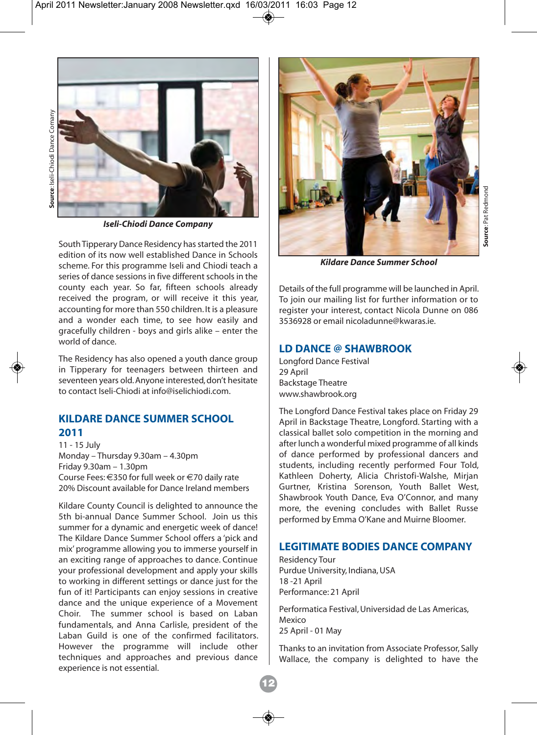Source: Iseli-Chiodi Dance Comany

*Iseli-Chiodi Dance Company*

South Tipperary Dance Residency has started the 2011 edition of its now well established Dance in Schools scheme. For this programme Iseli and Chiodi teach a series of dance sessions in five different schools in the county each year. So far, fifteen schools already received the program, or will receive it this year, accounting for more than 550 children. It is a pleasure and a wonder each time, to see how easily and gracefully children - boys and girls alike – enter the world of dance.

The Residency has also opened a youth dance group in Tipperary for teenagers between thirteen and seventeen years old. Anyone interested, don't hesitate to contact Iseli-Chiodi at info@iselichiodi.com.

## KILDARE DANCE SUMMER SCHOOL 2011

11 - 15 July
Monday – Thursday 9.30am – 4.30pm
Friday 9.30am – 1.30pm
Course Fees: €350 for full week or €70 daily rate
20% Discount available for Dance Ireland members

Kildare County Council is delighted to announce the 5th bi-annual Dance Summer School. Join us this summer for a dynamic and energetic week of dance! The Kildare Dance Summer School offers a 'pick and mix' programme allowing you to immerse yourself in an exciting range of approaches to dance. Continue your professional development and apply your skills to working in different settings or dance just for the fun of it! Participants can enjoy sessions in creative dance and the unique experience of a Movement Choir. The summer school is based on Laban fundamentals, and Anna Carlisle, president of the Laban Guild is one of the confirmed facilitators. However the programme will include other techniques and approaches and previous dance experience is not essential.

Source: Pat Redmond

*Kildare Dance Summer School*

Details of the full programme will be launched in April. To join our mailing list for further information or to register your interest, contact Nicola Dunne on 086 3536928 or email nicoladunne@kwaras.ie.

## LD DANCE @ SHAWBROOK

Longford Dance Festival
29 April
Backstage Theatre
www.shawbrook.org

The Longford Dance Festival takes place on Friday 29 April in Backstage Theatre, Longford. Starting with a classical ballet solo competition in the morning and after lunch a wonderful mixed programme of all kinds of dance performed by professional dancers and students, including recently performed Four Told, Kathleen Doherty, Alicia Christofi-Walshe, Mirjan Gurtner, Kristina Sorenson, Youth Ballet West, Shawbrook Youth Dance, Eva O'Connor, and many more, the evening concludes with Ballet Russe performed by Emma O'Kane and Muirne Bloomer.

## LEGITIMATE BODIES DANCE COMPANY

Residency Tour
Purdue University, Indiana, USA
18 -21 April
Performance: 21 April

Performatica Festival, Universidad de Las Americas, Mexico
25 April - 01 May

Thanks to an invitation from Associate Professor, Sally Wallace, the company is delighted to have the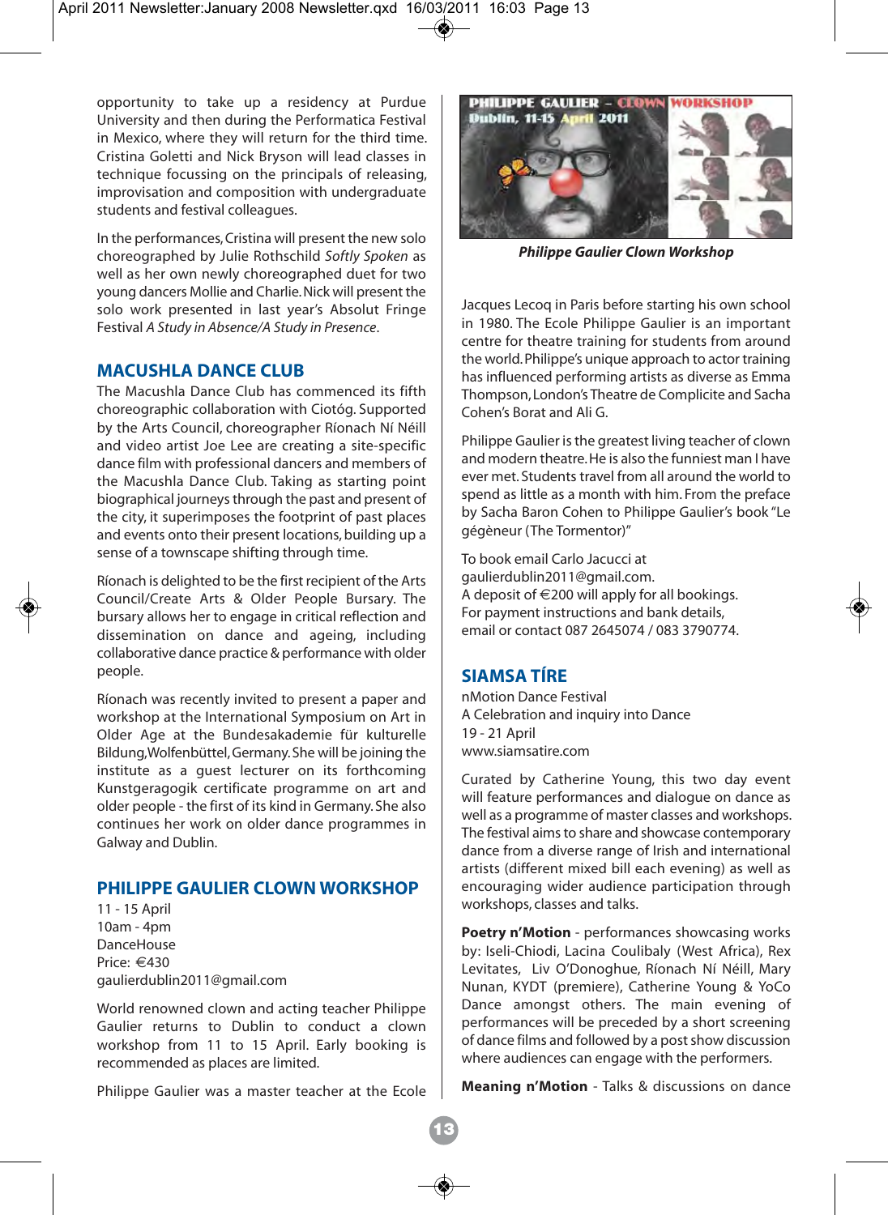opportunity to take up a residency at Purdue University and then during the Performatica Festival in Mexico, where they will return for the third time. Cristina Goletti and Nick Bryson will lead classes in technique focussing on the principals of releasing, improvisation and composition with undergraduate students and festival colleagues.

In the performances, Cristina will present the new solo choreographed by Julie Rothschild *Softly Spoken* as well as her own newly choreographed duet for two young dancers Mollie and Charlie. Nick will present the solo work presented in last year's Absolut Fringe Festival *A Study in Absence/A Study in Presence*.

## MACUSHLA DANCE CLUB

The Macushla Dance Club has commenced its fifth choreographic collaboration with Ciotóg. Supported by the Arts Council, choreographer Ríonach Ní Néill and video artist Joe Lee are creating a site-specific dance film with professional dancers and members of the Macushla Dance Club. Taking as starting point biographical journeys through the past and present of the city, it superimposes the footprint of past places and events onto their present locations, building up a sense of a townscape shifting through time.

Ríonach is delighted to be the first recipient of the Arts Council/Create Arts & Older People Bursary. The bursary allows her to engage in critical reflection and dissemination on dance and ageing, including collaborative dance practice & performance with older people.

Ríonach was recently invited to present a paper and workshop at the International Symposium on Art in Older Age at the Bundesakademie für kulturelle Bildung,Wolfenbüttel, Germany. She will be joining the institute as a guest lecturer on its forthcoming Kunstgeragogik certificate programme on art and older people - the first of its kind in Germany. She also continues her work on older dance programmes in Galway and Dublin.

## PHILIPPE GAULIER CLOWN WORKSHOP

11 - 15 April
10am - 4pm
DanceHouse
Price: €430
gaulierdublin2011@gmail.com

World renowned clown and acting teacher Philippe Gaulier returns to Dublin to conduct a clown workshop from 11 to 15 April. Early booking is recommended as places are limited.

Philippe Gaulier was a master teacher at the Ecole Jacques Lecoq in Paris before starting his own school in 1980. The Ecole Philippe Gaulier is an important centre for theatre training for students from around the world. Philippe's unique approach to actor training has influenced performing artists as diverse as Emma Thompson, London's Theatre de Complicite and Sacha Cohen's Borat and Ali G.

**_Philippe Gaulier Clown Workshop_**

Philippe Gaulier is the greatest living teacher of clown and modern theatre. He is also the funniest man I have ever met. Students travel from all around the world to spend as little as a month with him. From the preface by Sacha Baron Cohen to Philippe Gaulier's book "Le gégèneur (The Tormentor)"

To book email Carlo Jacucci at
gaulierdublin2011@gmail.com.
A deposit of €200 will apply for all bookings.
For payment instructions and bank details,
email or contact 087 2645074 / 083 3790774.

## SIAMSA TÍRE

nMotion Dance Festival
A Celebration and inquiry into Dance
19 - 21 April
www.siamsatire.com

Curated by Catherine Young, this two day event will feature performances and dialogue on dance as well as a programme of master classes and workshops. The festival aims to share and showcase contemporary dance from a diverse range of Irish and international artists (different mixed bill each evening) as well as encouraging wider audience participation through workshops, classes and talks.

**Poetry n'Motion** - performances showcasing works by: Iseli-Chiodi, Lacina Coulibaly (West Africa), Rex Levitates, Liv O'Donoghue, Ríonach Ní Néill, Mary Nunan, KYDT (premiere), Catherine Young & YoCo Dance amongst others. The main evening of performances will be preceded by a short screening of dance films and followed by a post show discussion where audiences can engage with the performers.

**Meaning n'Motion** - Talks & discussions on dance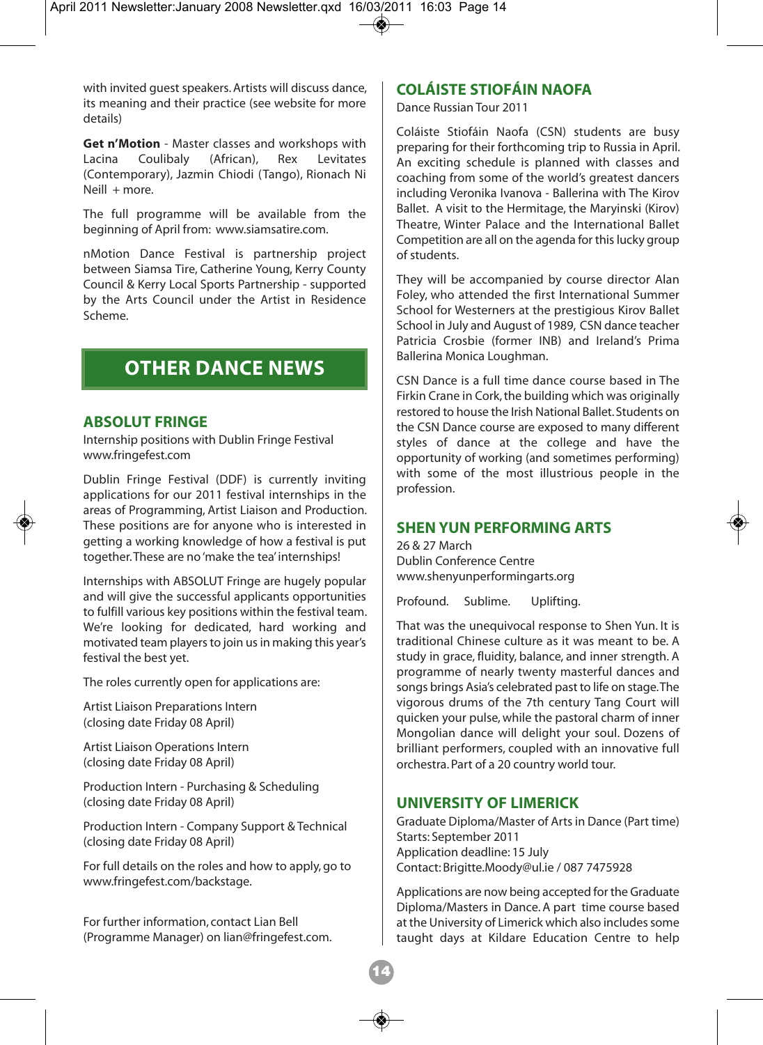with invited guest speakers. Artists will discuss dance, its meaning and their practice (see website for more details)

**Get n'Motion** - Master classes and workshops with Lacina Coulibaly (African), Rex Levitates (Contemporary), Jazmin Chiodi (Tango), Rionach Ni Neill + more.

The full programme will be available from the beginning of April from: www.siamsatire.com.

nMotion Dance Festival is partnership project between Siamsa Tire, Catherine Young, Kerry County Council & Kerry Local Sports Partnership - supported by the Arts Council under the Artist in Residence Scheme.

# OTHER DANCE NEWS

## ABSOLUT FRINGE

Internship positions with Dublin Fringe Festival
www.fringefest.com

Dublin Fringe Festival (DDF) is currently inviting applications for our 2011 festival internships in the areas of Programming, Artist Liaison and Production. These positions are for anyone who is interested in getting a working knowledge of how a festival is put together. These are no 'make the tea' internships!

Internships with ABSOLUT Fringe are hugely popular and will give the successful applicants opportunities to fulfill various key positions within the festival team. We're looking for dedicated, hard working and motivated team players to join us in making this year's festival the best yet.

The roles currently open for applications are:

Artist Liaison Preparations Intern
(closing date Friday 08 April)

Artist Liaison Operations Intern
(closing date Friday 08 April)

Production Intern - Purchasing & Scheduling
(closing date Friday 08 April)

Production Intern - Company Support & Technical
(closing date Friday 08 April)

For full details on the roles and how to apply, go to www.fringefest.com/backstage.

For further information, contact Lian Bell (Programme Manager) on lian@fringefest.com.

## COLÁISTE STIOFÁIN NAOFA

Dance Russian Tour 2011

Coláiste Stiofáin Naofa (CSN) students are busy preparing for their forthcoming trip to Russia in April. An exciting schedule is planned with classes and coaching from some of the world's greatest dancers including Veronika Ivanova - Ballerina with The Kirov Ballet. A visit to the Hermitage, the Maryinski (Kirov) Theatre, Winter Palace and the International Ballet Competition are all on the agenda for this lucky group of students.

They will be accompanied by course director Alan Foley, who attended the first International Summer School for Westerners at the prestigious Kirov Ballet School in July and August of 1989, CSN dance teacher Patricia Crosbie (former INB) and Ireland's Prima Ballerina Monica Loughman.

CSN Dance is a full time dance course based in The Firkin Crane in Cork, the building which was originally restored to house the Irish National Ballet. Students on the CSN Dance course are exposed to many different styles of dance at the college and have the opportunity of working (and sometimes performing) with some of the most illustrious people in the profession.

## SHEN YUN PERFORMING ARTS

26 & 27 March
Dublin Conference Centre
www.shenyunperformingarts.org

Profound. Sublime. Uplifting.

That was the unequivocal response to Shen Yun. It is traditional Chinese culture as it was meant to be. A study in grace, fluidity, balance, and inner strength. A programme of nearly twenty masterful dances and songs brings Asia's celebrated past to life on stage. The vigorous drums of the 7th century Tang Court will quicken your pulse, while the pastoral charm of inner Mongolian dance will delight your soul. Dozens of brilliant performers, coupled with an innovative full orchestra. Part of a 20 country world tour.

## UNIVERSITY OF LIMERICK

Graduate Diploma/Master of Arts in Dance (Part time)
Starts: September 2011
Application deadline: 15 July
Contact: Brigitte.Moody@ul.ie / 087 7475928

Applications are now being accepted for the Graduate Diploma/Masters in Dance. A part time course based at the University of Limerick which also includes some taught days at Kildare Education Centre to help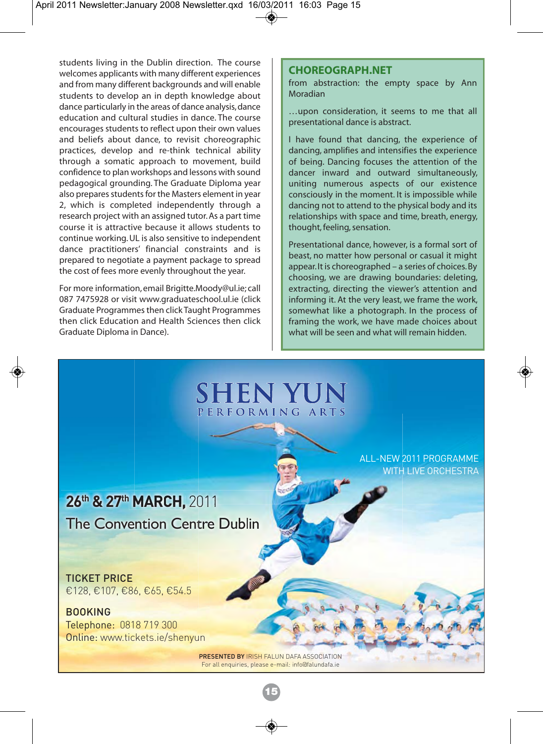students living in the Dublin direction. The course welcomes applicants with many different experiences and from many different backgrounds and will enable students to develop an in depth knowledge about dance particularly in the areas of dance analysis, dance education and cultural studies in dance. The course encourages students to reflect upon their own values and beliefs about dance, to revisit choreographic practices, develop and re-think technical ability through a somatic approach to movement, build confidence to plan workshops and lessons with sound pedagogical grounding. The Graduate Diploma year also prepares students for the Masters element in year 2, which is completed independently through a research project with an assigned tutor. As a part time course it is attractive because it allows students to continue working. UL is also sensitive to independent dance practitioners' financial constraints and is prepared to negotiate a payment package to spread the cost of fees more evenly throughout the year.

For more information, email Brigitte.Moody@ul.ie; call 087 7475928 or visit www.graduateschool.ul.ie (click Graduate Programmes then click Taught Programmes then click Education and Health Sciences then click Graduate Diploma in Dance).

## CHOREOGRAPH.NET

from abstraction: the empty space by Ann Moradian

…upon consideration, it seems to me that all presentational dance is abstract.

I have found that dancing, the experience of dancing, amplifies and intensifies the experience of being. Dancing focuses the attention of the dancer inward and outward simultaneously, uniting numerous aspects of our existence consciously in the moment. It is impossible while dancing not to attend to the physical body and its relationships with space and time, breath, energy, thought, feeling, sensation.

Presentational dance, however, is a formal sort of beast, no matter how personal or casual it might appear. It is choreographed – a series of choices. By choosing, we are drawing boundaries: deleting, extracting, directing the viewer's attention and informing it. At the very least, we frame the work, somewhat like a photograph. In the process of framing the work, we have made choices about what will be seen and what will remain hidden.

## SHEN YUN
PERFORMING ARTS

ALL-NEW 2011 PROGRAMME WITH LIVE ORCHESTRA

**26th & 27th MARCH,** 2011
The Convention Centre Dublin

TICKET PRICE
€128, €107, €86, €65, €54.5

BOOKING
Telephone: 0818 719 300
Online: www.tickets.ie/shenyun

**PRESENTED BY** IRISH FALUN DAFA ASSOCIATION
For all enquiries, please e-mail: info@falundafa.ie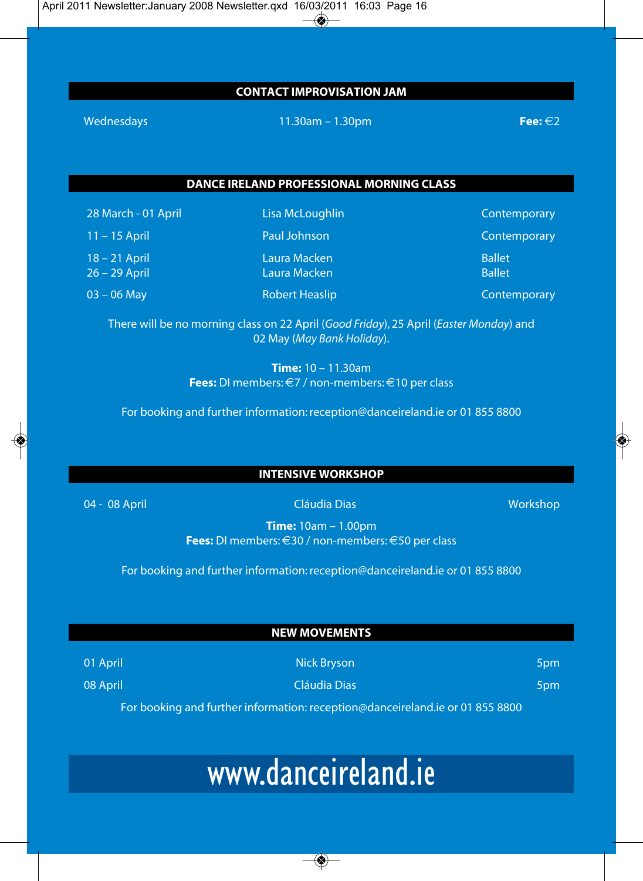## CONTACT IMPROVISATION JAM

| | | |
|---|---|---|
| Wednesdays | 11.30am – 1.30pm | **Fee:** €2 |

## DANCE IRELAND PROFESSIONAL MORNING CLASS

| | | |
|---|---|---|
| 28 March - 01 April | Lisa McLoughlin | Contemporary |
| 11 – 15 April | Paul Johnson | Contemporary |
| 18 – 21 April | Laura Macken | Ballet |
| 26 – 29 April | Laura Macken | Ballet |
| 03 – 06 May | Robert Heaslip | Contemporary |

There will be no morning class on 22 April (*Good Friday*), 25 April (*Easter Monday*) and 02 May (*May Bank Holiday*).

**Time:** 10 – 11.30am
**Fees:** DI members: €7 / non-members: €10 per class

For booking and further information: reception@danceireland.ie or 01 855 8800

## INTENSIVE WORKSHOP

| | | |
|---|---|---|
| 04 - 08 April | Cláudia Dias | Workshop |

**Time:** 10am – 1.00pm
**Fees:** DI members: €30 / non-members: €50 per class

For booking and further information: reception@danceireland.ie or 01 855 8800

## NEW MOVEMENTS

| | | |
|---|---|---|
| 01 April | Nick Bryson | 5pm |
| 08 April | Cláudia Dias | 5pm |

For booking and further information: reception@danceireland.ie or 01 855 8800

# www.danceireland.ie